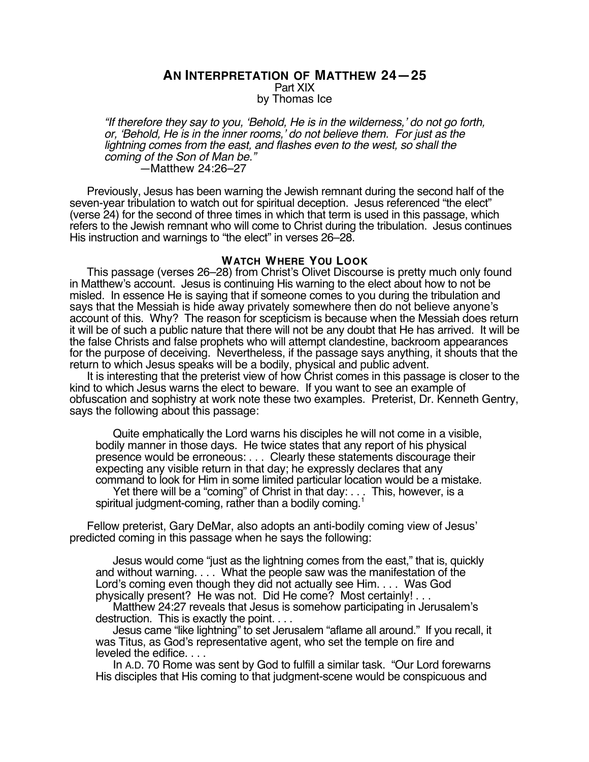# AN INTERPRETATION OF MATTHEW 24—25

Part XIX

by Thomas Ice

> *"If therefore they say to you, 'Behold, He is in the wilderness,' do not go forth, or, 'Behold, He is in the inner rooms,' do not believe them. For just as the lightning comes from the east, and flashes even to the west, so shall the coming of the Son of Man be."*
>
> —Matthew 24:26–27

Previously, Jesus has been warning the Jewish remnant during the second half of the seven-year tribulation to watch out for spiritual deception. Jesus referenced "the elect" (verse 24) for the second of three times in which that term is used in this passage, which refers to the Jewish remnant who will come to Christ during the tribulation. Jesus continues His instruction and warnings to "the elect" in verses 26–28.

## WATCH WHERE YOU LOOK

This passage (verses 26–28) from Christ's Olivet Discourse is pretty much only found in Matthew's account. Jesus is continuing His warning to the elect about how to not be misled. In essence He is saying that if someone comes to you during the tribulation and says that the Messiah is hide away privately somewhere then do not believe anyone's account of this. Why? The reason for scepticism is because when the Messiah does return it will be of such a public nature that there will not be any doubt that He has arrived. It will be the false Christs and false prophets who will attempt clandestine, backroom appearances for the purpose of deceiving. Nevertheless, if the passage says anything, it shouts that the return to which Jesus speaks will be a bodily, physical and public advent.

It is interesting that the preterist view of how Christ comes in this passage is closer to the kind to which Jesus warns the elect to beware. If you want to see an example of obfuscation and sophistry at work note these two examples. Preterist, Dr. Kenneth Gentry, says the following about this passage:

> Quite emphatically the Lord warns his disciples he will not come in a visible, bodily manner in those days. He twice states that any report of his physical presence would be erroneous: . . . Clearly these statements discourage their expecting any visible return in that day; he expressly declares that any command to look for Him in some limited particular location would be a mistake.
>
> Yet there will be a "coming" of Christ in that day: . . . This, however, is a spiritual judgment-coming, rather than a bodily coming.[1]

Fellow preterist, Gary DeMar, also adopts an anti-bodily coming view of Jesus' predicted coming in this passage when he says the following:

> Jesus would come "just as the lightning comes from the east," that is, quickly and without warning. . . . What the people saw was the manifestation of the Lord's coming even though they did not actually see Him. . . . Was God physically present? He was not. Did He come? Most certainly! . . .
>
> Matthew 24:27 reveals that Jesus is somehow participating in Jerusalem's destruction. This is exactly the point. . . .
>
> Jesus came "like lightning" to set Jerusalem "aflame all around." If you recall, it was Titus, as God's representative agent, who set the temple on fire and leveled the edifice. . . .
>
> In A.D. 70 Rome was sent by God to fulfill a similar task. "Our Lord forewarns His disciples that His coming to that judgment-scene would be conspicuous and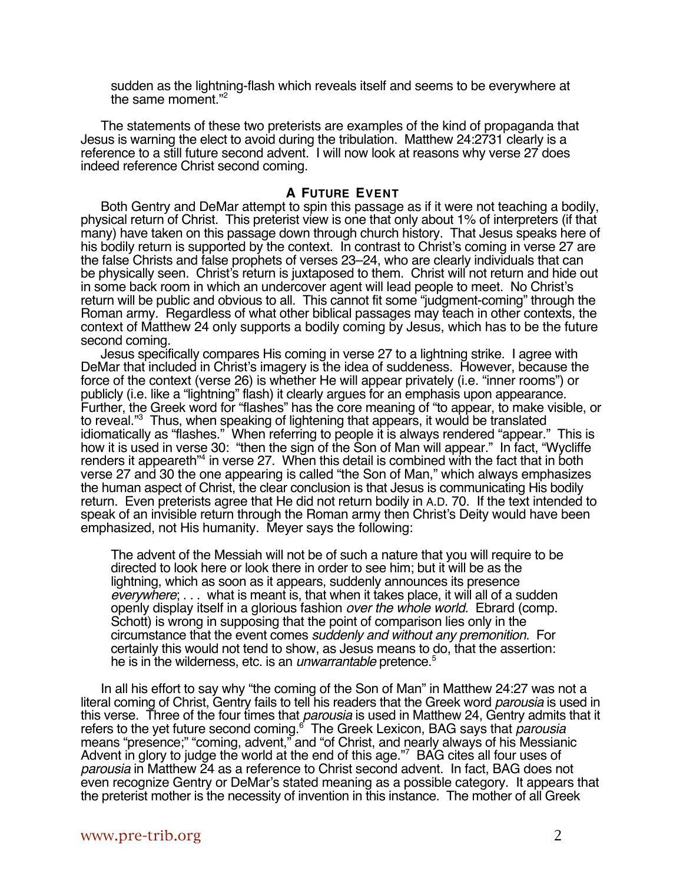sudden as the lightning-flash which reveals itself and seems to be everywhere at the same moment."[2]

The statements of these two preterists are examples of the kind of propaganda that Jesus is warning the elect to avoid during the tribulation. Matthew 24:2731 clearly is a reference to a still future second advent. I will now look at reasons why verse 27 does indeed reference Christ second coming.

### A Future Event

Both Gentry and DeMar attempt to spin this passage as if it were not teaching a bodily, physical return of Christ. This preterist view is one that only about 1% of interpreters (if that many) have taken on this passage down through church history. That Jesus speaks here of his bodily return is supported by the context. In contrast to Christ's coming in verse 27 are the false Christs and false prophets of verses 23–24, who are clearly individuals that can be physically seen. Christ's return is juxtaposed to them. Christ will not return and hide out in some back room in which an undercover agent will lead people to meet. No Christ's return will be public and obvious to all. This cannot fit some "judgment-coming" through the Roman army. Regardless of what other biblical passages may teach in other contexts, the context of Matthew 24 only supports a bodily coming by Jesus, which has to be the future second coming.

Jesus specifically compares His coming in verse 27 to a lightning strike. I agree with DeMar that included in Christ's imagery is the idea of suddeness. However, because the force of the context (verse 26) is whether He will appear privately (i.e. "inner rooms") or publicly (i.e. like a "lightning" flash) it clearly argues for an emphasis upon appearance. Further, the Greek word for "flashes" has the core meaning of "to appear, to make visible, or to reveal."[3] Thus, when speaking of lightening that appears, it would be translated idiomatically as "flashes." When referring to people it is always rendered "appear." This is how it is used in verse 30: "then the sign of the Son of Man will appear." In fact, "Wycliffe renders it appeareth"[4] in verse 27. When this detail is combined with the fact that in both verse 27 and 30 the one appearing is called "the Son of Man," which always emphasizes the human aspect of Christ, the clear conclusion is that Jesus is communicating His bodily return. Even preterists agree that He did not return bodily in A.D. 70. If the text intended to speak of an invisible return through the Roman army then Christ's Deity would have been emphasized, not His humanity. Meyer says the following:

> The advent of the Messiah will not be of such a nature that you will require to be directed to look here or look there in order to see him; but it will be as the lightning, which as soon as it appears, suddenly announces its presence *everywhere*; . . . what is meant is, that when it takes place, it will all of a sudden openly display itself in a glorious fashion *over the whole world*. Ebrard (comp. Schott) is wrong in supposing that the point of comparison lies only in the circumstance that the event comes *suddenly and without any premonition*. For certainly this would not tend to show, as Jesus means to do, that the assertion: he is in the wilderness, etc. is an *unwarrantable* pretence.[5]

In all his effort to say why "the coming of the Son of Man" in Matthew 24:27 was not a literal coming of Christ, Gentry fails to tell his readers that the Greek word *parousia* is used in this verse. Three of the four times that *parousia* is used in Matthew 24, Gentry admits that it refers to the yet future second coming.[6] The Greek Lexicon, BAG says that *parousia* means "presence;" "coming, advent," and "of Christ, and nearly always of his Messianic Advent in glory to judge the world at the end of this age."[7] BAG cites all four uses of *parousia* in Matthew 24 as a reference to Christ second advent. In fact, BAG does not even recognize Gentry or DeMar's stated meaning as a possible category. It appears that the preterist mother is the necessity of invention in this instance. The mother of all Greek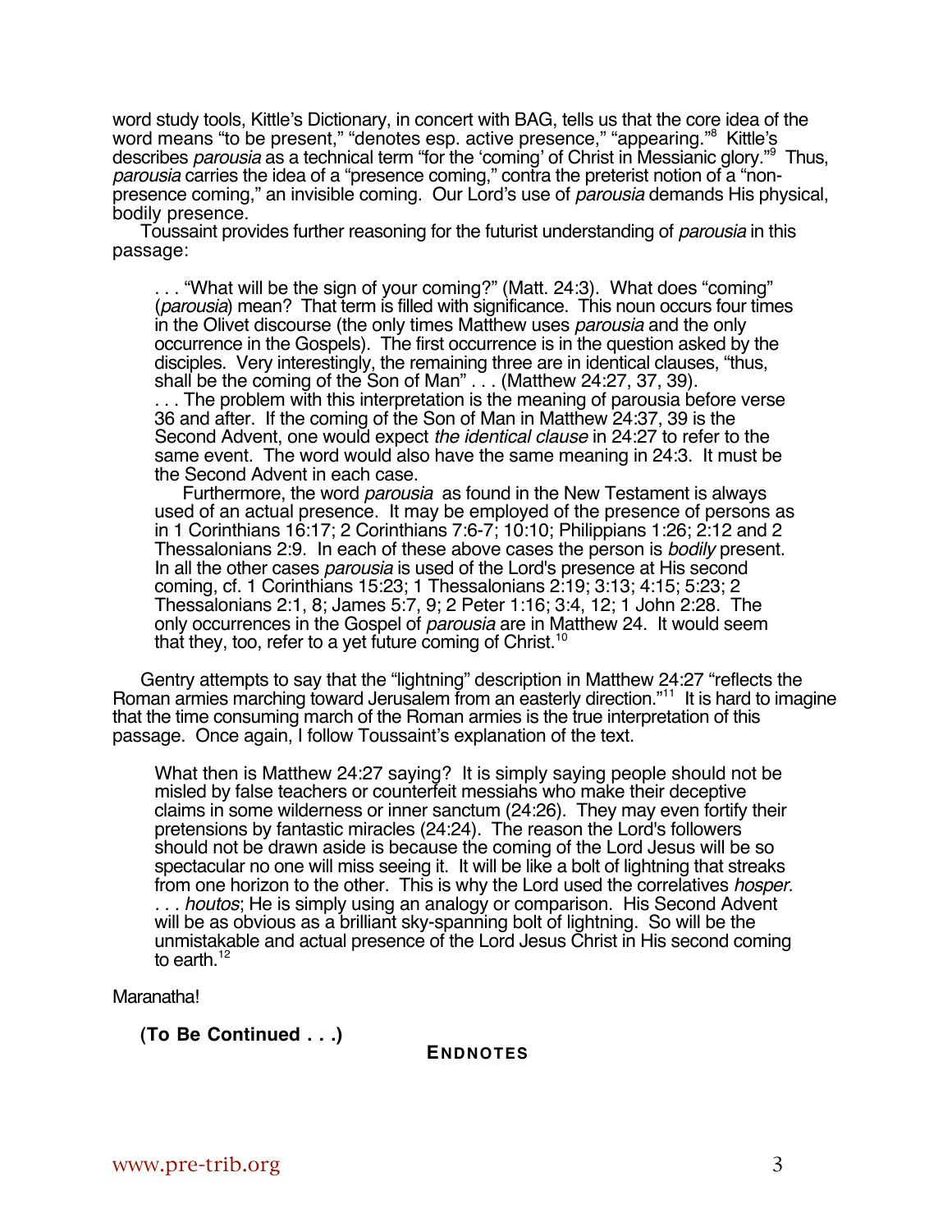word study tools, Kittle's Dictionary, in concert with BAG, tells us that the core idea of the word means "to be present," "denotes esp. active presence," "appearing."[8] Kittle's describes *parousia* as a technical term "for the 'coming' of Christ in Messianic glory."[9] Thus, *parousia* carries the idea of a "presence coming," contra the preterist notion of a "non-presence coming," an invisible coming. Our Lord's use of *parousia* demands His physical, bodily presence.

Toussaint provides further reasoning for the futurist understanding of *parousia* in this passage:

> . . . "What will be the sign of your coming?" (Matt. 24:3). What does "coming" (*parousia*) mean? That term is filled with significance. This noun occurs four times in the Olivet discourse (the only times Matthew uses *parousia* and the only occurrence in the Gospels). The first occurrence is in the question asked by the disciples. Very interestingly, the remaining three are in identical clauses, "thus, shall be the coming of the Son of Man" . . . (Matthew 24:27, 37, 39).
> . . . The problem with this interpretation is the meaning of parousia before verse 36 and after. If the coming of the Son of Man in Matthew 24:37, 39 is the Second Advent, one would expect *the identical clause* in 24:27 to refer to the same event. The word would also have the same meaning in 24:3. It must be the Second Advent in each case.
>
> Furthermore, the word *parousia* as found in the New Testament is always used of an actual presence. It may be employed of the presence of persons as in 1 Corinthians 16:17; 2 Corinthians 7:6-7; 10:10; Philippians 1:26; 2:12 and 2 Thessalonians 2:9. In each of these above cases the person is *bodily* present. In all the other cases *parousia* is used of the Lord's presence at His second coming, cf. 1 Corinthians 15:23; 1 Thessalonians 2:19; 3:13; 4:15; 5:23; 2 Thessalonians 2:1, 8; James 5:7, 9; 2 Peter 1:16; 3:4, 12; 1 John 2:28. The only occurrences in the Gospel of *parousia* are in Matthew 24. It would seem that they, too, refer to a yet future coming of Christ.[10]

Gentry attempts to say that the "lightning" description in Matthew 24:27 "reflects the Roman armies marching toward Jerusalem from an easterly direction."[11] It is hard to imagine that the time consuming march of the Roman armies is the true interpretation of this passage. Once again, I follow Toussaint's explanation of the text.

> What then is Matthew 24:27 saying? It is simply saying people should not be misled by false teachers or counterfeit messiahs who make their deceptive claims in some wilderness or inner sanctum (24:26). They may even fortify their pretensions by fantastic miracles (24:24). The reason the Lord's followers should not be drawn aside is because the coming of the Lord Jesus will be so spectacular no one will miss seeing it. It will be like a bolt of lightning that streaks from one horizon to the other. This is why the Lord used the correlatives *hosper. . . . houtos*; He is simply using an analogy or comparison. His Second Advent will be as obvious as a brilliant sky-spanning bolt of lightning. So will be the unmistakable and actual presence of the Lord Jesus Christ in His second coming to earth.[12]

Maranatha!

**(To Be Continued . . .)**

## ENDNOTES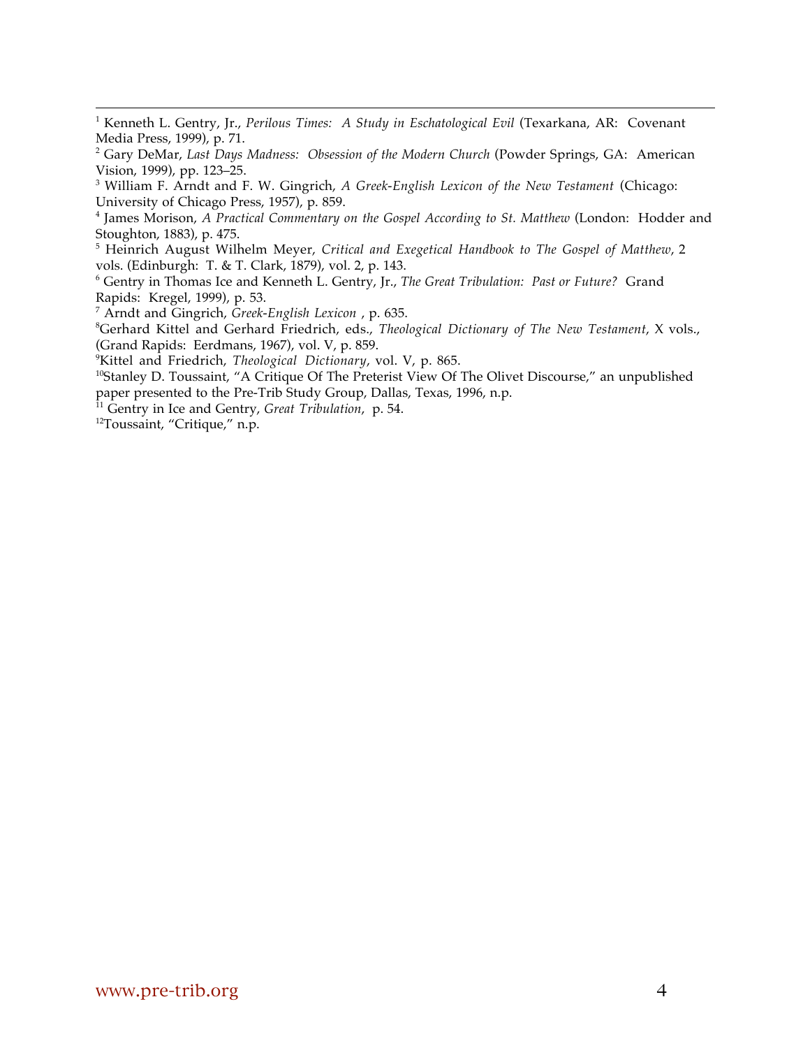[1] Kenneth L. Gentry, Jr., *Perilous Times: A Study in Eschatological Evil* (Texarkana, AR: Covenant Media Press, 1999), p. 71.

[2] Gary DeMar, *Last Days Madness: Obsession of the Modern Church* (Powder Springs, GA: American Vision, 1999), pp. 123–25.

[3] William F. Arndt and F. W. Gingrich, *A Greek-English Lexicon of the New Testament* (Chicago: University of Chicago Press, 1957), p. 859.

[4] James Morison, *A Practical Commentary on the Gospel According to St. Matthew* (London: Hodder and Stoughton, 1883), p. 475.

[5] Heinrich August Wilhelm Meyer, *Critical and Exegetical Handbook to The Gospel of Matthew*, 2 vols. (Edinburgh: T. & T. Clark, 1879), vol. 2, p. 143.

[6] Gentry in Thomas Ice and Kenneth L. Gentry, Jr., *The Great Tribulation: Past or Future?* Grand Rapids: Kregel, 1999), p. 53.

[7] Arndt and Gingrich, *Greek-English Lexicon* , p. 635.

[8] Gerhard Kittel and Gerhard Friedrich, eds., *Theological Dictionary of The New Testament*, X vols., (Grand Rapids: Eerdmans, 1967), vol. V, p. 859.

[9] Kittel and Friedrich, *Theological Dictionary*, vol. V, p. 865.

[10] Stanley D. Toussaint, "A Critique Of The Preterist View Of The Olivet Discourse," an unpublished paper presented to the Pre-Trib Study Group, Dallas, Texas, 1996, n.p.

[11] Gentry in Ice and Gentry, *Great Tribulation*, p. 54.

[12] Toussaint, "Critique," n.p.